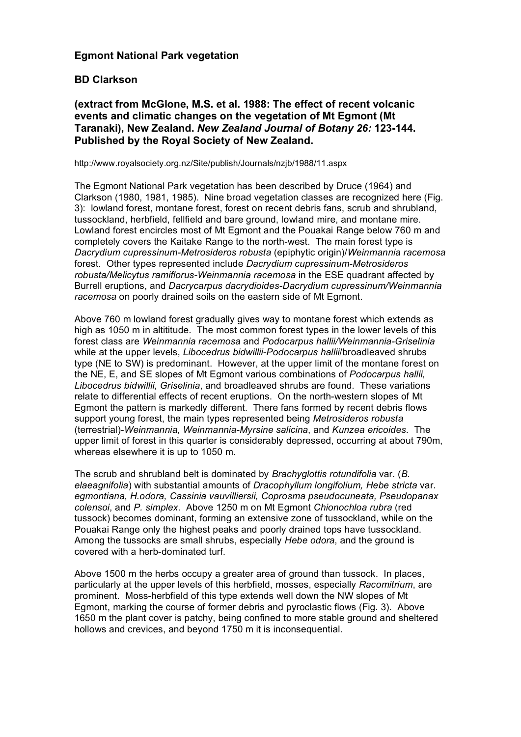# Egmont National Park vegetation

## BD Clarkson

### (extract from McGlone, M.S. et al. 1988: The effect of recent volcanic events and climatic changes on the vegetation of Mt Egmont (Mt Taranaki), New Zealand. *New Zealand Journal of Botany 26:* 123-144. Published by the Royal Society of New Zealand.

http://www.royalsociety.org.nz/Site/publish/Journals/nzjb/1988/11.aspx

The Egmont National Park vegetation has been described by Druce (1964) and Clarkson (1980, 1981, 1985). Nine broad vegetation classes are recognized here (Fig. 3): lowland forest, montane forest, forest on recent debris fans, scrub and shrubland, tussockland, herbfield, fellfield and bare ground, lowland mire, and montane mire. Lowland forest encircles most of Mt Egmont and the Pouakai Range below 760 m and completely covers the Kaitake Range to the north-west. The main forest type is *Dacrydium cupressinum-Metrosideros robusta* (epiphytic origin)/*Weinmannia racemosa* forest. Other types represented include *Dacrydium cupressinum-Metrosideros robusta/Melicytus ramiflorus-Weinmannia racemosa* in the ESE quadrant affected by Burrell eruptions, and *Dacrycarpus dacrydioides-Dacrydium cupressinum/Weinmannia racemosa* on poorly drained soils on the eastern side of Mt Egmont.

Above 760 m lowland forest gradually gives way to montane forest which extends as high as 1050 m in altititude. The most common forest types in the lower levels of this forest class are *Weinmannia racemosa* and *Podocarpus hallii/Weinmannia-Griselinia* while at the upper levels, *Libocedrus bidwillii-Podocarpus hallii*/broadleaved shrubs type (NE to SW) is predominant. However, at the upper limit of the montane forest on the NE, E, and SE slopes of Mt Egmont various combinations of *Podocarpus hallii, Libocedrus bidwillii, Griselinia*, and broadleaved shrubs are found. These variations relate to differential effects of recent eruptions. On the north-western slopes of Mt Egmont the pattern is markedly different. There fans formed by recent debris flows support young forest, the main types represented being *Metrosideros robusta* (terrestrial)-*Weinmannia, Weinmannia-Myrsine salicina*, and *Kunzea ericoides*. The upper limit of forest in this quarter is considerably depressed, occurring at about 790m, whereas elsewhere it is up to 1050 m.

The scrub and shrubland belt is dominated by *Brachyglottis rotundifolia* var. (*B. elaeagnifolia*) with substantial amounts of *Dracophyllum longifolium, Hebe stricta* var. *egmontiana, H.odora, Cassinia vauvilliersii, Coprosma pseudocuneata, Pseudopanax colensoi*, and *P. simplex*. Above 1250 m on Mt Egmont *Chionochloa rubra* (red tussock) becomes dominant, forming an extensive zone of tussockland, while on the Pouakai Range only the highest peaks and poorly drained tops have tussockland. Among the tussocks are small shrubs, especially *Hebe odora*, and the ground is covered with a herb-dominated turf.

Above 1500 m the herbs occupy a greater area of ground than tussock. In places, particularly at the upper levels of this herbfield, mosses, especially *Racomitrium*, are prominent. Moss-herbfield of this type extends well down the NW slopes of Mt Egmont, marking the course of former debris and pyroclastic flows (Fig. 3). Above 1650 m the plant cover is patchy, being confined to more stable ground and sheltered hollows and crevices, and beyond 1750 m it is inconsequential.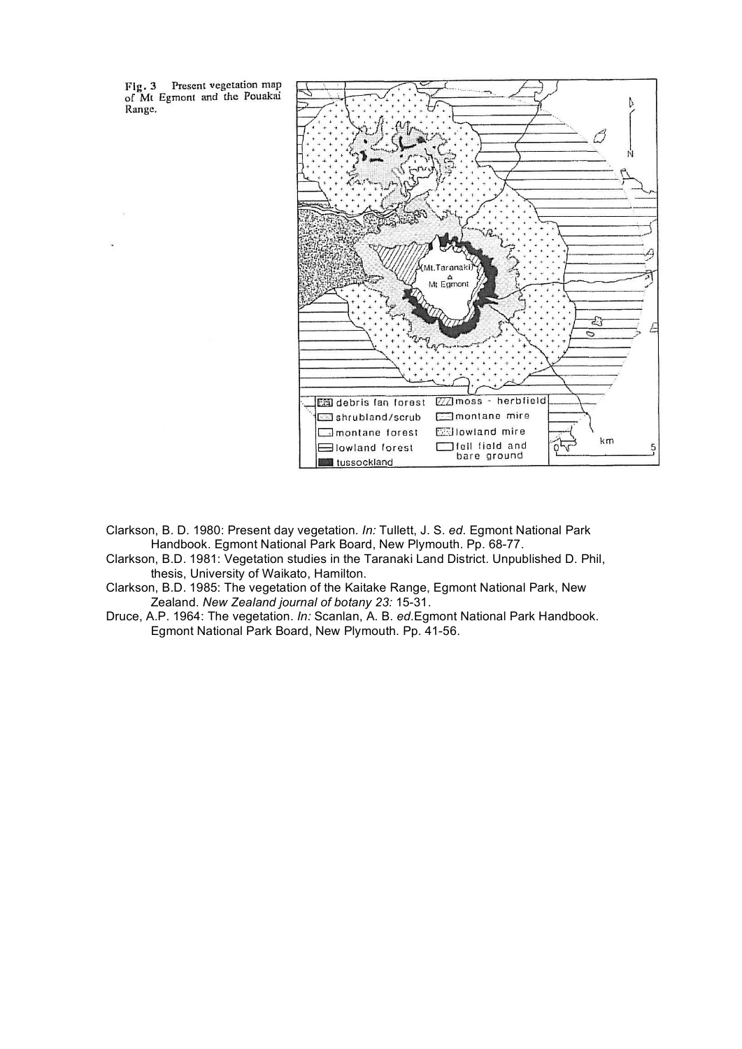Fig. 3 Present vegetation map of Mt Egmont and the Pouakai Range.

(Mt.Taranaki)

Mt Egmont

N

debris fan forest

shrubland/scrub

montane forest

lowland forest

tussockland

moss - herbfield

montane mire

lowland mire

fell field and bare ground

km

0

5

Clarkson, B. D. 1980: Present day vegetation. *In:* Tullett, J. S. *ed.* Egmont National Park Handbook. Egmont National Park Board, New Plymouth. Pp. 68-77.

Clarkson, B.D. 1981: Vegetation studies in the Taranaki Land District. Unpublished D. Phil, thesis, University of Waikato, Hamilton.

Clarkson, B.D. 1985: The vegetation of the Kaitake Range, Egmont National Park, New Zealand. *New Zealand journal of botany 23:* 15-31.

Druce, A.P. 1964: The vegetation. *In:* Scanlan, A. B. *ed.*Egmont National Park Handbook. Egmont National Park Board, New Plymouth. Pp. 41-56.